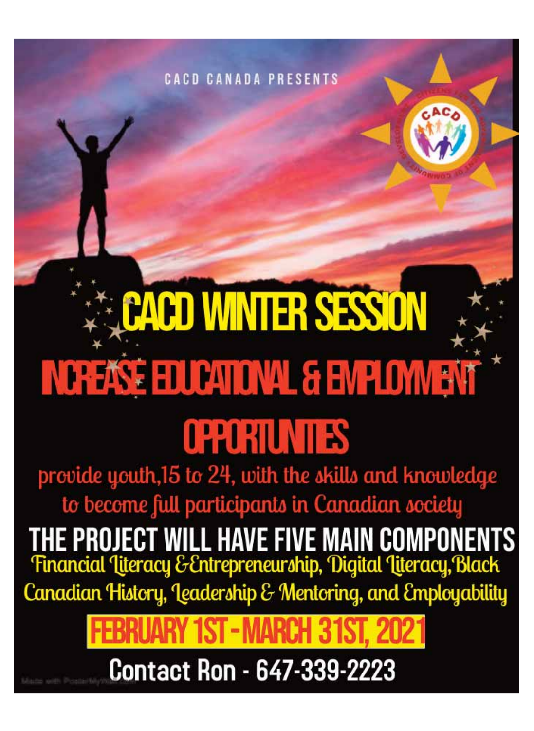CACD CANADA PRESENTS

# CACD WINTER SESSION

## INCREASE EDUCATIONAL & EMPLOYMENT OPPORTUNITIES

provide youth,15 to 24, with the skills and knowledge to become full participants in Canadian society

## THE PROJECT WILL HAVE FIVE MAIN COMPONENTS

Financial Literacy &Entrepreneurship, Digital Literacy, Black Canadian History, Leadership & Mentoring, and Employability

## FEBRUARY 1ST - MARCH 31ST, 2021

Contact Ron - 647-339-2223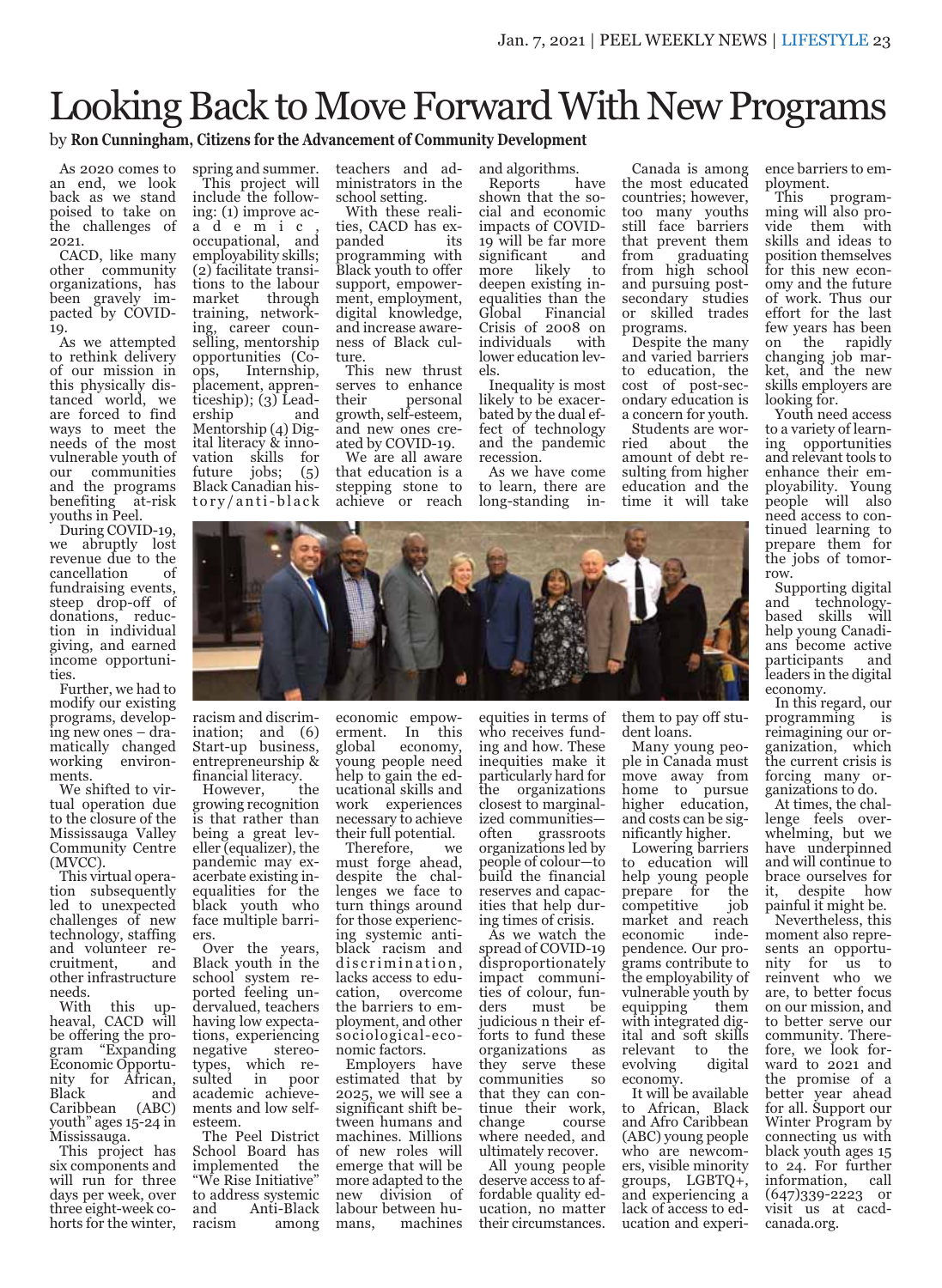# Looking Back to Move Forward With New Programs

by **Ron Cunningham, Citizens for the Advancement of Community Development**

As 2020 comes to an end, we look back as we stand poised to take on the challenges of 2021.

CACD, like many other community organizations, has been gravely impacted by COVID-19.

As we attempted to rethink delivery of our mission in this physically distanced world, we are forced to find ways to meet the needs of the most vulnerable youth of our communities and the programs benefiting at-risk youths in Peel.

During COVID-19, we abruptly lost revenue due to the cancellation of fundraising events, steep drop-off of donations, reduction in individual giving, and earned income opportunities.

Further, we had to modify our existing programs, developing new ones – dramatically changed working environments.

We shifted to virtual operation due to the closure of the Mississauga Valley Community Centre (MVCC).

This virtual operation subsequently led to unexpected challenges of new technology, staffing and volunteer recruitment, and other infrastructure needs.

With this upheaval, CACD will be offering the program "Expanding Economic Opportunity for African, Black and Caribbean (ABC) youth" ages 15-24 in Mississauga.

This project has six components and will run for three days per week, over three eight-week cohorts for the winter, spring and summer.

This project will include the following: (1) improve academic, occupational, and employability skills; (2) facilitate transitions to the labour market through training, networking, career counselling, mentorship opportunities (Co-ops, Internship, placement, apprenticeship); (3) Leadership and Mentorship (4) Digital literacy & innovation skills for future jobs; (5) Black Canadian history/anti-black racism and discrimination; and (6) Start-up business, entrepreneurship & financial literacy.

However, the growing recognition is that rather than being a great leveller (equalizer), the pandemic may exacerbate existing inequalities for the black youth who face multiple barriers.

Over the years, Black youth in the school system reported feeling undervalued, teachers having low expectations, experiencing negative stereotypes, which resulted in poor academic achievements and low self-esteem.

The Peel District School Board has implemented the "We Rise Initiative" to address systemic and Anti-Black racism among teachers and administrators in the school setting.

With these realities, CACD has expanded its programming with Black youth to offer support, empowerment, employment, digital knowledge, and increase awareness of Black culture.

This new thrust serves to enhance their personal growth, self-esteem, and new ones created by COVID-19.

We are all aware that education is a stepping stone to achieve or reach economic empowerment. In this global economy, young people need help to gain the educational skills and work experiences necessary to achieve their full potential.

Therefore, we must forge ahead, despite the challenges we face to turn things around for those experiencing systemic anti-black racism and discrimination, lacks access to education, overcome the barriers to employment, and other sociological-economic factors.

Employers have estimated that by 2025, we will see a significant shift between humans and machines. Millions of new roles will emerge that will be more adapted to the new division of labour between humans, machines and algorithms.

Reports have shown that the social and economic impacts of COVID-19 will be far more significant and more likely to deepen existing inequalities than the Global Financial Crisis of 2008 on individuals with lower education levels.

Inequality is most likely to be exacerbated by the dual effect of technology and the pandemic recession.

As we have come to learn, there are long-standing inequities in terms of who receives funding and how. These inequities make it particularly hard for the organizations closest to marginalized communities—often grassroots organizations led by people of colour—to build the financial reserves and capacities that help during times of crisis.

As we watch the spread of COVID-19 disproportionately impact communities of colour, funders must be judicious n their efforts to fund these organizations as they serve these communities so that they can continue their work, change course where needed, and ultimately recover.

All young people deserve access to affordable quality education, no matter their circumstances.

Canada is among the most educated countries; however, too many youths still face barriers that prevent them from graduating from high school and pursuing post-secondary studies or skilled trades programs.

Despite the many and varied barriers to education, the cost of post-secondary education is a concern for youth.

Students are worried about the amount of debt resulting from higher education and the time it will take them to pay off student loans.

Many young people in Canada must move away from home to pursue higher education, and costs can be significantly higher.

Lowering barriers to education will help young people prepare for the competitive job market and reach economic independence. Our programs contribute to the employability of vulnerable youth by equipping them with integrated digital and soft skills relevant to the evolving digital economy.

It will be available to African, Black and Afro Caribbean (ABC) young people who are newcomers, visible minority groups, LGBTQ+, and experiencing a lack of access to education and experience barriers to employment.

This programming will also provide them with skills and ideas to position themselves for this new economy and the future of work. Thus our effort for the last few years has been on the rapidly changing job market, and the new skills employers are looking for.

Youth need access to a variety of learning opportunities and relevant tools to enhance their employability. Young people will also need access to continued learning to prepare them for the jobs of tomorrow.

Supporting digital and technology-based skills will help young Canadians become active participants and leaders in the digital economy.

In this regard, our programming is reimagining our organization, which the current crisis is forcing many organizations to do.

At times, the challenge feels overwhelming, but we have underpinned and will continue to brace ourselves for it, despite how painful it might be.

Nevertheless, this moment also represents an opportunity for us to reinvent who we are, to better focus on our mission, and to better serve our community. Therefore, we look forward to 2021 and the promise of a better year ahead for all. Support our Winter Program by connecting us with black youth ages 15 to 24. For further information, call (647)339-2223 or visit us at cacd-canada.org.